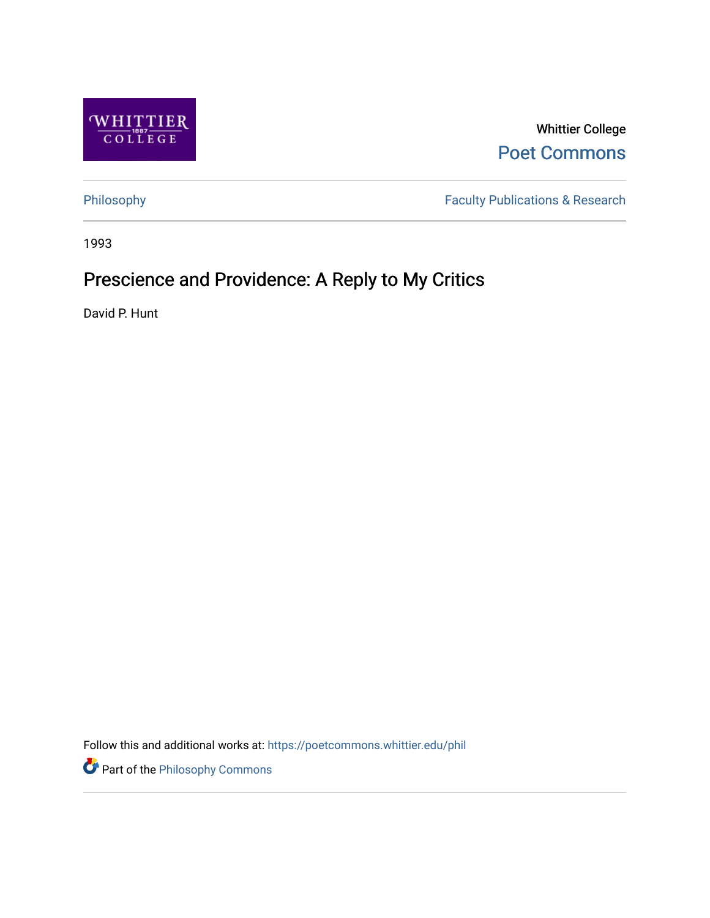Whittier College

Poet Commons

Philosophy

Faculty Publications & Research

1993

# Prescience and Providence: A Reply to My Critics

David P. Hunt

Follow this and additional works at: https://poetcommons.whittier.edu/phil

Part of the Philosophy Commons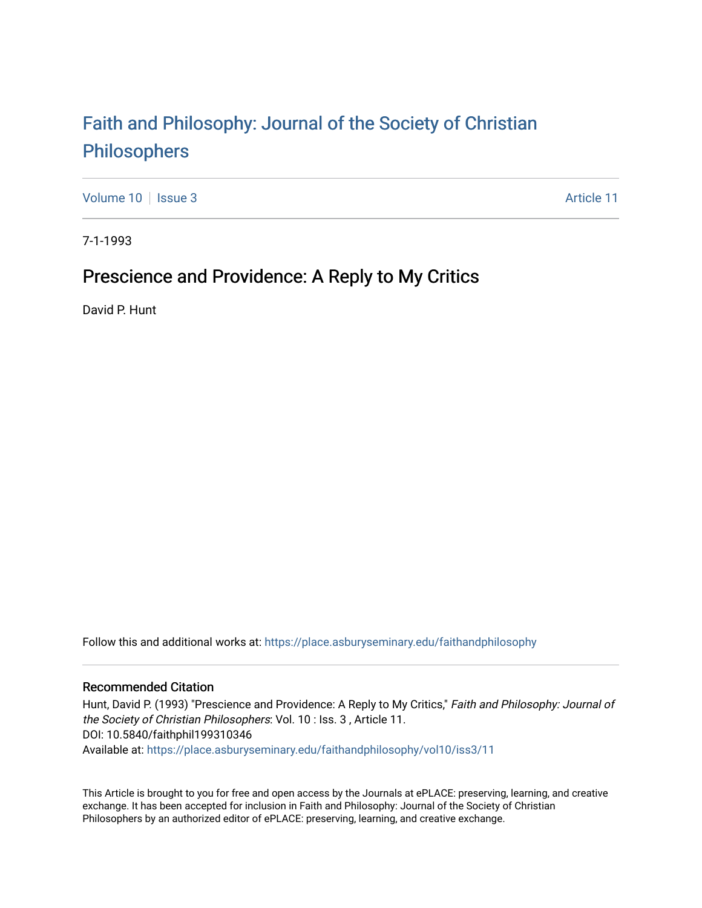# Faith and Philosophy: Journal of the Society of Christian Philosophers

Volume 10 | Issue 3 | Article 11

7-1-1993

## Prescience and Providence: A Reply to My Critics

David P. Hunt

Follow this and additional works at: https://place.asburyseminary.edu/faithandphilosophy

### Recommended Citation

Hunt, David P. (1993) "Prescience and Providence: A Reply to My Critics," *Faith and Philosophy: Journal of the Society of Christian Philosophers*: Vol. 10 : Iss. 3 , Article 11.
DOI: 10.5840/faithphil199310346
Available at: https://place.asburyseminary.edu/faithandphilosophy/vol10/iss3/11

This Article is brought to you for free and open access by the Journals at ePLACE: preserving, learning, and creative exchange. It has been accepted for inclusion in Faith and Philosophy: Journal of the Society of Christian Philosophers by an authorized editor of ePLACE: preserving, learning, and creative exchange.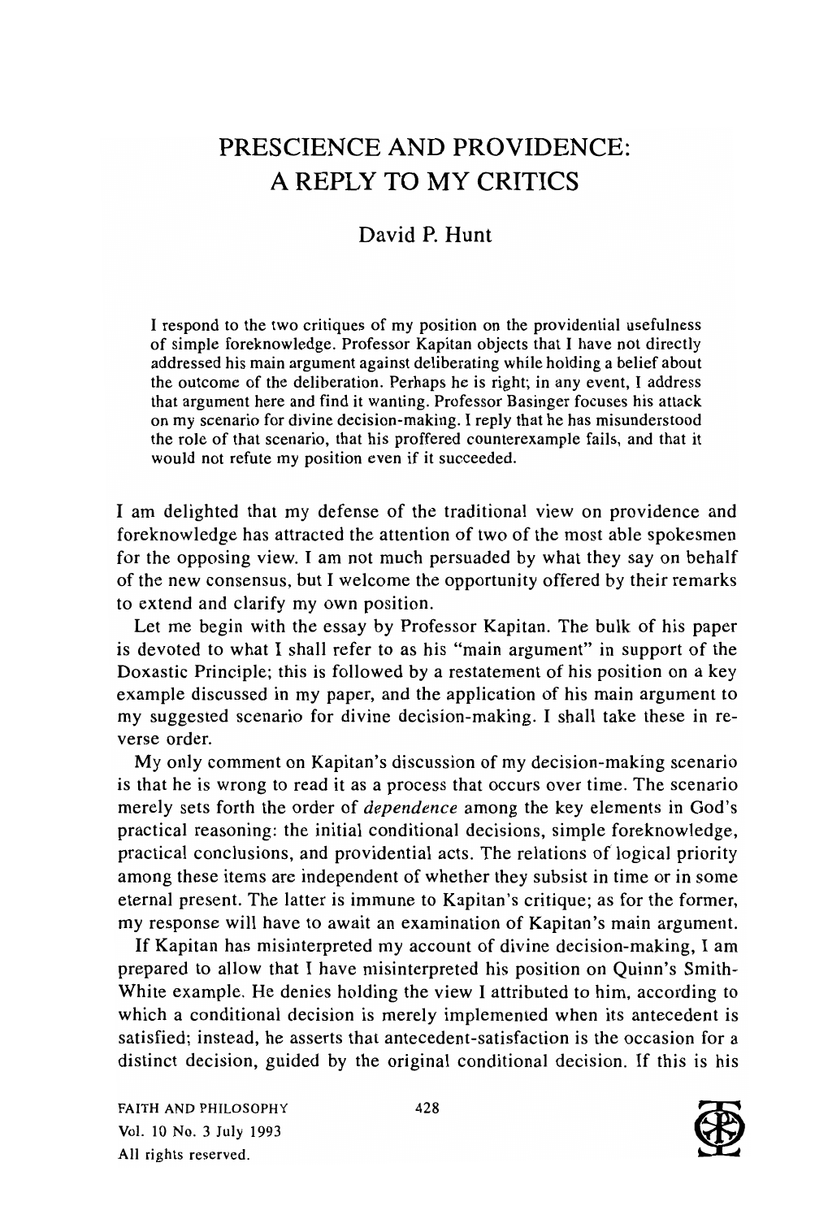# PRESCIENCE AND PROVIDENCE: A REPLY TO MY CRITICS

David P. Hunt

I respond to the two critiques of my position on the providential usefulness of simple foreknowledge. Professor Kapitan objects that I have not directly addressed his main argument against deliberating while holding a belief about the outcome of the deliberation. Perhaps he is right; in any event, I address that argument here and find it wanting. Professor Basinger focuses his attack on my scenario for divine decision-making. I reply that he has misunderstood the role of that scenario, that his proffered counterexample fails, and that it would not refute my position even if it succeeded.

I am delighted that my defense of the traditional view on providence and foreknowledge has attracted the attention of two of the most able spokesmen for the opposing view. I am not much persuaded by what they say on behalf of the new consensus, but I welcome the opportunity offered by their remarks to extend and clarify my own position.

Let me begin with the essay by Professor Kapitan. The bulk of his paper is devoted to what I shall refer to as his "main argument" in support of the Doxastic Principle; this is followed by a restatement of his position on a key example discussed in my paper, and the application of his main argument to my suggested scenario for divine decision-making. I shall take these in reverse order.

My only comment on Kapitan's discussion of my decision-making scenario is that he is wrong to read it as a process that occurs over time. The scenario merely sets forth the order of *dependence* among the key elements in God's practical reasoning: the initial conditional decisions, simple foreknowledge, practical conclusions, and providential acts. The relations of logical priority among these items are independent of whether they subsist in time or in some eternal present. The latter is immune to Kapitan's critique; as for the former, my response will have to await an examination of Kapitan's main argument.

If Kapitan has misinterpreted my account of divine decision-making, I am prepared to allow that I have misinterpreted his position on Quinn's Smith-White example. He denies holding the view I attributed to him, according to which a conditional decision is merely implemented when its antecedent is satisfied; instead, he asserts that antecedent-satisfaction is the occasion for a distinct decision, guided by the original conditional decision. If this is his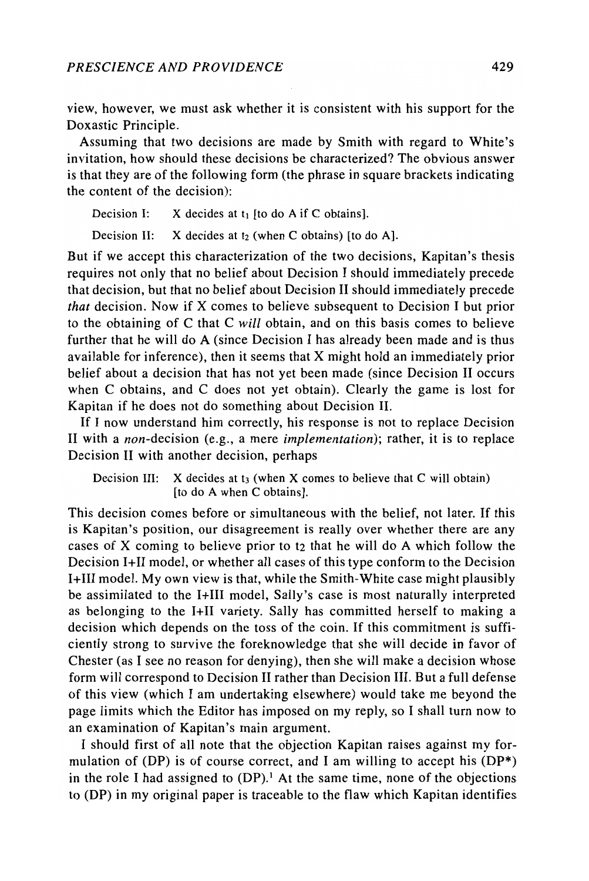view, however, we must ask whether it is consistent with his support for the Doxastic Principle.

Assuming that two decisions are made by Smith with regard to White's invitation, how should these decisions be characterized? The obvious answer is that they are of the following form (the phrase in square brackets indicating the content of the decision):

Decision I: X decides at $t_1$ [to do A if C obtains].

Decision II: X decides at $t_2$ (when C obtains) [to do A].

But if we accept this characterization of the two decisions, Kapitan's thesis requires not only that no belief about Decision I should immediately precede that decision, but that no belief about Decision II should immediately precede *that* decision. Now if X comes to believe subsequent to Decision I but prior to the obtaining of C that C *will* obtain, and on this basis comes to believe further that he will do A (since Decision I has already been made and is thus available for inference), then it seems that X might hold an immediately prior belief about a decision that has not yet been made (since Decision II occurs when C obtains, and C does not yet obtain). Clearly the game is lost for Kapitan if he does not do something about Decision II.

If I now understand him correctly, his response is not to replace Decision II with a *non*-decision (e.g., a mere *implementation*); rather, it is to replace Decision II with another decision, perhaps

Decision III: X decides at $t_3$ (when X comes to believe that C will obtain) [to do A when C obtains].

This decision comes before or simultaneous with the belief, not later. If this is Kapitan's position, our disagreement is really over whether there are any cases of X coming to believe prior to $t_2$ that he will do A which follow the Decision I+II model, or whether all cases of this type conform to the Decision I+III model. My own view is that, while the Smith-White case might plausibly be assimilated to the I+III model, Sally's case is most naturally interpreted as belonging to the I+II variety. Sally has committed herself to making a decision which depends on the toss of the coin. If this commitment is sufficiently strong to survive the foreknowledge that she will decide in favor of Chester (as I see no reason for denying), then she will make a decision whose form will correspond to Decision II rather than Decision III. But a full defense of this view (which I am undertaking elsewhere) would take me beyond the page limits which the Editor has imposed on my reply, so I shall turn now to an examination of Kapitan's main argument.

I should first of all note that the objection Kapitan raises against my formulation of (DP) is of course correct, and I am willing to accept his (DP*) in the role I had assigned to (DP).[1] At the same time, none of the objections to (DP) in my original paper is traceable to the flaw which Kapitan identifies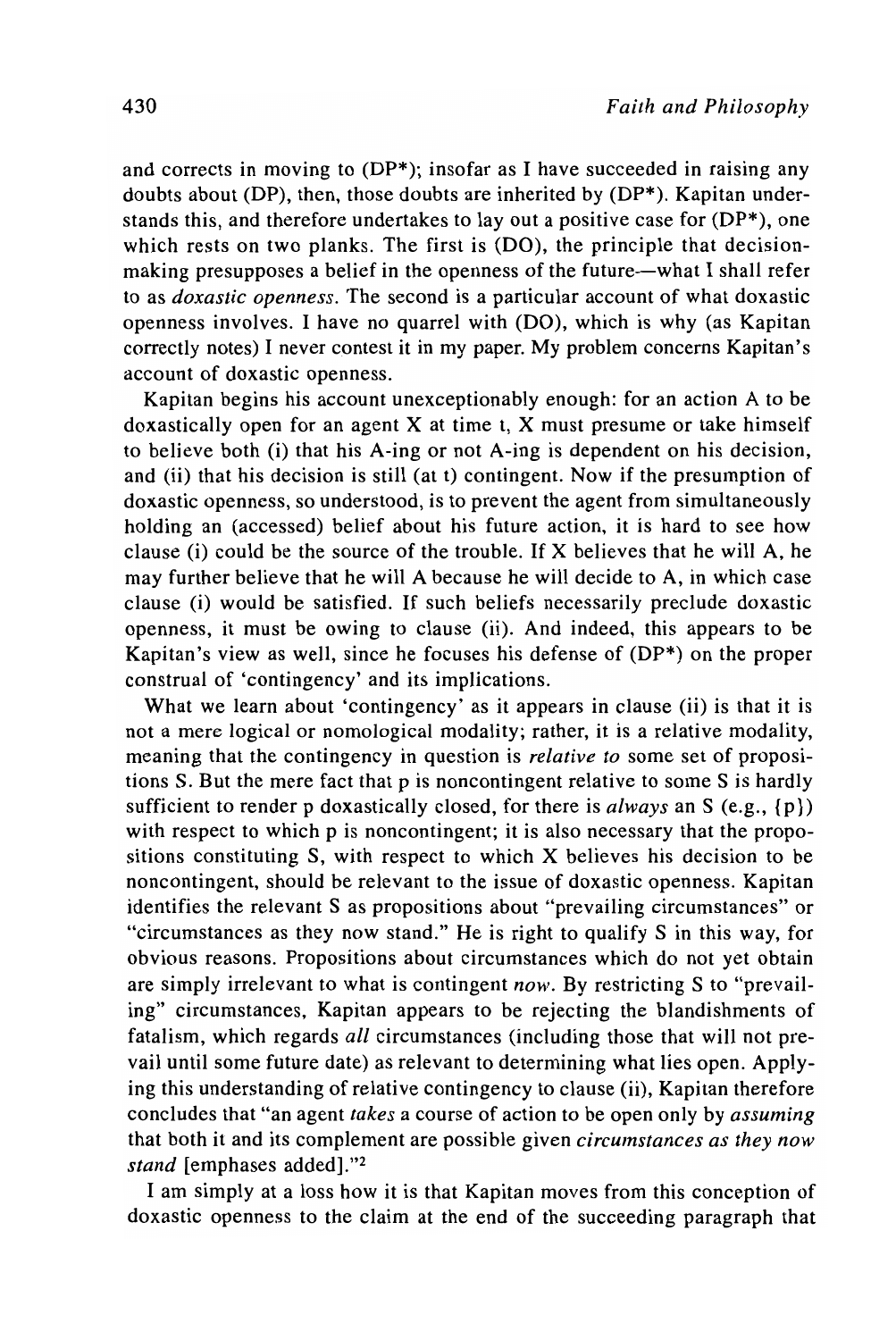and corrects in moving to (DP*); insofar as I have succeeded in raising any doubts about (DP), then, those doubts are inherited by (DP*). Kapitan understands this, and therefore undertakes to lay out a positive case for (DP*), one which rests on two planks. The first is (DO), the principle that decision-making presupposes a belief in the openness of the future—what I shall refer to as *doxastic openness*. The second is a particular account of what doxastic openness involves. I have no quarrel with (DO), which is why (as Kapitan correctly notes) I never contest it in my paper. My problem concerns Kapitan's account of doxastic openness.

Kapitan begins his account unexceptionably enough: for an action A to be doxastically open for an agent X at time t, X must presume or take himself to believe both (i) that his A-ing or not A-ing is dependent on his decision, and (ii) that his decision is still (at t) contingent. Now if the presumption of doxastic openness, so understood, is to prevent the agent from simultaneously holding an (accessed) belief about his future action, it is hard to see how clause (i) could be the source of the trouble. If X believes that he will A, he may further believe that he will A because he will decide to A, in which case clause (i) would be satisfied. If such beliefs necessarily preclude doxastic openness, it must be owing to clause (ii). And indeed, this appears to be Kapitan's view as well, since he focuses his defense of (DP*) on the proper construal of 'contingency' and its implications.

What we learn about 'contingency' as it appears in clause (ii) is that it is not a mere logical or nomological modality; rather, it is a relative modality, meaning that the contingency in question is *relative to* some set of propositions S. But the mere fact that p is noncontingent relative to some S is hardly sufficient to render p doxastically closed, for there is *always* an S (e.g., {p}) with respect to which p is noncontingent; it is also necessary that the propositions constituting S, with respect to which X believes his decision to be noncontingent, should be relevant to the issue of doxastic openness. Kapitan identifies the relevant S as propositions about "prevailing circumstances" or "circumstances as they now stand." He is right to qualify S in this way, for obvious reasons. Propositions about circumstances which do not yet obtain are simply irrelevant to what is contingent *now*. By restricting S to "prevailing" circumstances, Kapitan appears to be rejecting the blandishments of fatalism, which regards *all* circumstances (including those that will not prevail until some future date) as relevant to determining what lies open. Applying this understanding of relative contingency to clause (ii), Kapitan therefore concludes that "an agent *takes* a course of action to be open only by *assuming* that both it and its complement are possible given *circumstances as they now stand* [emphases added]."[2]

I am simply at a loss how it is that Kapitan moves from this conception of doxastic openness to the claim at the end of the succeeding paragraph that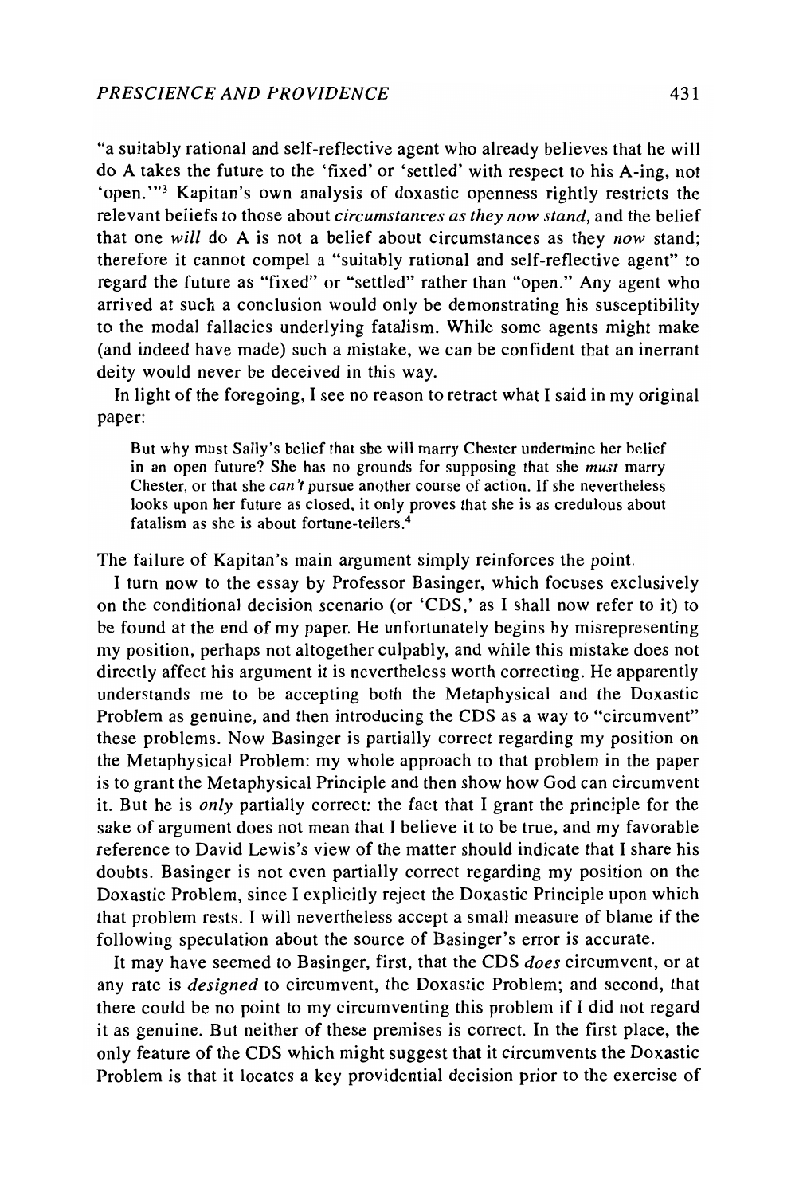"a suitably rational and self-reflective agent who already believes that he will do A takes the future to the 'fixed' or 'settled' with respect to his A-ing, not 'open.'"[3] Kapitan's own analysis of doxastic openness rightly restricts the relevant beliefs to those about *circumstances as they now stand*, and the belief that one *will* do A is not a belief about circumstances as they *now* stand; therefore it cannot compel a "suitably rational and self-reflective agent" to regard the future as "fixed" or "settled" rather than "open." Any agent who arrived at such a conclusion would only be demonstrating his susceptibility to the modal fallacies underlying fatalism. While some agents might make (and indeed have made) such a mistake, we can be confident that an inerrant deity would never be deceived in this way.

In light of the foregoing, I see no reason to retract what I said in my original paper:

> But why must Sally's belief that she will marry Chester undermine her belief in an open future? She has no grounds for supposing that she *must* marry Chester, or that she *can't* pursue another course of action. If she nevertheless looks upon her future as closed, it only proves that she is as credulous about fatalism as she is about fortune-tellers.[4]

The failure of Kapitan's main argument simply reinforces the point.

I turn now to the essay by Professor Basinger, which focuses exclusively on the conditional decision scenario (or 'CDS,' as I shall now refer to it) to be found at the end of my paper. He unfortunately begins by misrepresenting my position, perhaps not altogether culpably, and while this mistake does not directly affect his argument it is nevertheless worth correcting. He apparently understands me to be accepting both the Metaphysical and the Doxastic Problem as genuine, and then introducing the CDS as a way to "circumvent" these problems. Now Basinger is partially correct regarding my position on the Metaphysical Problem: my whole approach to that problem in the paper is to grant the Metaphysical Principle and then show how God can circumvent it. But he is *only* partially correct: the fact that I grant the principle for the sake of argument does not mean that I believe it to be true, and my favorable reference to David Lewis's view of the matter should indicate that I share his doubts. Basinger is not even partially correct regarding my position on the Doxastic Problem, since I explicitly reject the Doxastic Principle upon which that problem rests. I will nevertheless accept a small measure of blame if the following speculation about the source of Basinger's error is accurate.

It may have seemed to Basinger, first, that the CDS *does* circumvent, or at any rate is *designed* to circumvent, the Doxastic Problem; and second, that there could be no point to my circumventing this problem if I did not regard it as genuine. But neither of these premises is correct. In the first place, the only feature of the CDS which might suggest that it circumvents the Doxastic Problem is that it locates a key providential decision prior to the exercise of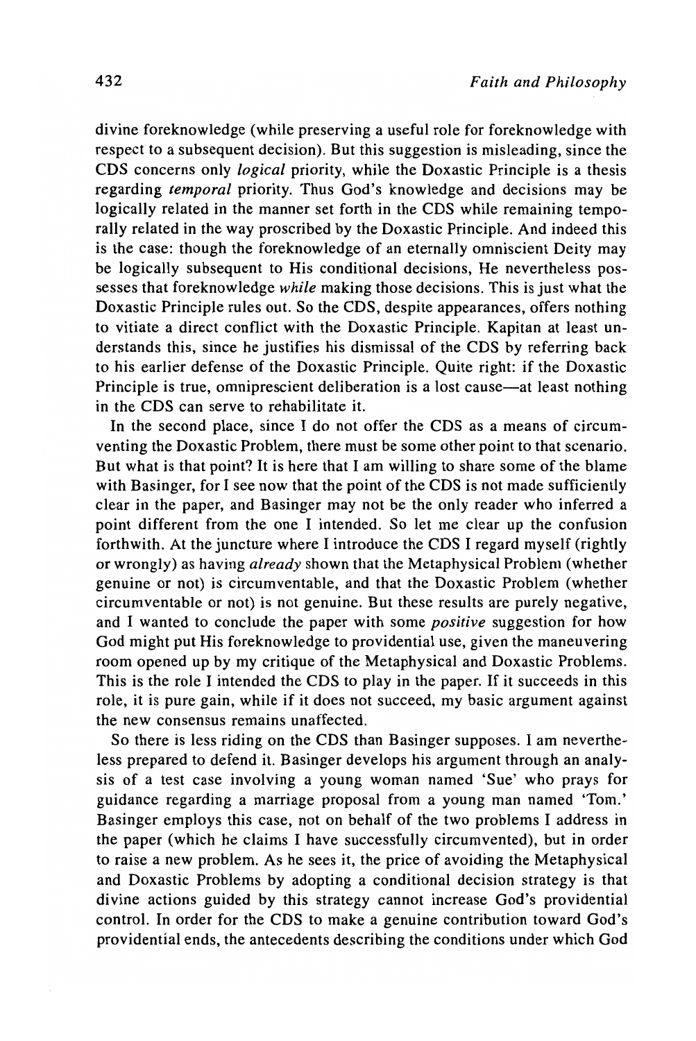divine foreknowledge (while preserving a useful role for foreknowledge with respect to a subsequent decision). But this suggestion is misleading, since the CDS concerns only *logical* priority, while the Doxastic Principle is a thesis regarding *temporal* priority. Thus God's knowledge and decisions may be logically related in the manner set forth in the CDS while remaining temporally related in the way proscribed by the Doxastic Principle. And indeed this is the case: though the foreknowledge of an eternally omniscient Deity may be logically subsequent to His conditional decisions, He nevertheless possesses that foreknowledge *while* making those decisions. This is just what the Doxastic Principle rules out. So the CDS, despite appearances, offers nothing to vitiate a direct conflict with the Doxastic Principle. Kapitan at least understands this, since he justifies his dismissal of the CDS by referring back to his earlier defense of the Doxastic Principle. Quite right: if the Doxastic Principle is true, omniprescient deliberation is a lost cause—at least nothing in the CDS can serve to rehabilitate it.

In the second place, since I do not offer the CDS as a means of circumventing the Doxastic Problem, there must be some other point to that scenario. But what is that point? It is here that I am willing to share some of the blame with Basinger, for I see now that the point of the CDS is not made sufficiently clear in the paper, and Basinger may not be the only reader who inferred a point different from the one I intended. So let me clear up the confusion forthwith. At the juncture where I introduce the CDS I regard myself (rightly or wrongly) as having *already* shown that the Metaphysical Problem (whether genuine or not) is circumventable, and that the Doxastic Problem (whether circumventable or not) is not genuine. But these results are purely negative, and I wanted to conclude the paper with some *positive* suggestion for how God might put His foreknowledge to providential use, given the maneuvering room opened up by my critique of the Metaphysical and Doxastic Problems. This is the role I intended the CDS to play in the paper. If it succeeds in this role, it is pure gain, while if it does not succeed, my basic argument against the new consensus remains unaffected.

So there is less riding on the CDS than Basinger supposes. I am nevertheless prepared to defend it. Basinger develops his argument through an analysis of a test case involving a young woman named 'Sue' who prays for guidance regarding a marriage proposal from a young man named 'Tom.' Basinger employs this case, not on behalf of the two problems I address in the paper (which he claims I have successfully circumvented), but in order to raise a new problem. As he sees it, the price of avoiding the Metaphysical and Doxastic Problems by adopting a conditional decision strategy is that divine actions guided by this strategy cannot increase God's providential control. In order for the CDS to make a genuine contribution toward God's providential ends, the antecedents describing the conditions under which God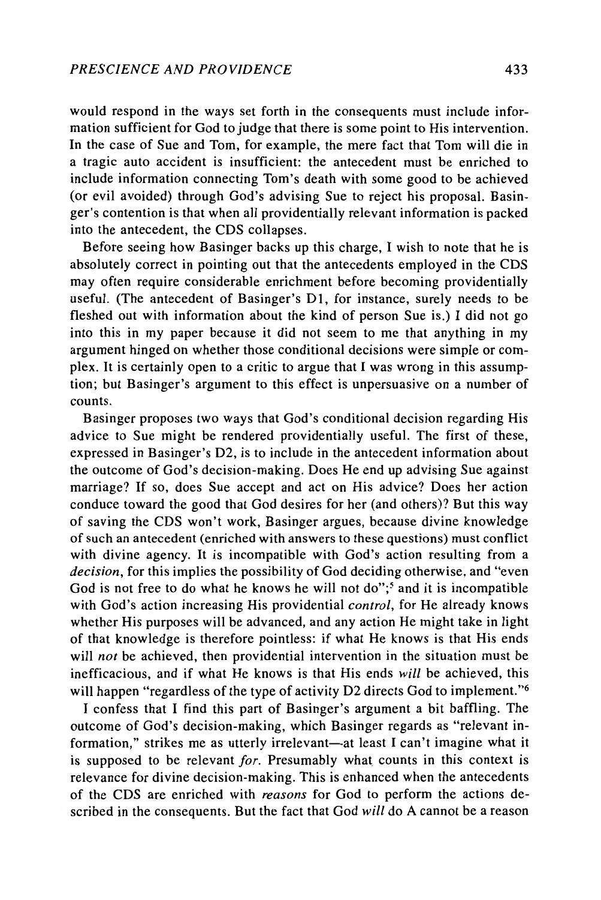would respond in the ways set forth in the consequents must include information sufficient for God to judge that there is some point to His intervention. In the case of Sue and Tom, for example, the mere fact that Tom will die in a tragic auto accident is insufficient: the antecedent must be enriched to include information connecting Tom's death with some good to be achieved (or evil avoided) through God's advising Sue to reject his proposal. Basinger's contention is that when all providentially relevant information is packed into the antecedent, the CDS collapses.

Before seeing how Basinger backs up this charge, I wish to note that he is absolutely correct in pointing out that the antecedents employed in the CDS may often require considerable enrichment before becoming providentially useful. (The antecedent of Basinger's D1, for instance, surely needs to be fleshed out with information about the kind of person Sue is.) I did not go into this in my paper because it did not seem to me that anything in my argument hinged on whether those conditional decisions were simple or complex. It is certainly open to a critic to argue that I was wrong in this assumption; but Basinger's argument to this effect is unpersuasive on a number of counts.

Basinger proposes two ways that God's conditional decision regarding His advice to Sue might be rendered providentially useful. The first of these, expressed in Basinger's D2, is to include in the antecedent information about the outcome of God's decision-making. Does He end up advising Sue against marriage? If so, does Sue accept and act on His advice? Does her action conduce toward the good that God desires for her (and others)? But this way of saving the CDS won't work, Basinger argues, because divine knowledge of such an antecedent (enriched with answers to these questions) must conflict with divine agency. It is incompatible with God's action resulting from a *decision*, for this implies the possibility of God deciding otherwise, and "even God is not free to do what he knows he will not do";[5] and it is incompatible with God's action increasing His providential *control*, for He already knows whether His purposes will be advanced, and any action He might take in light of that knowledge is therefore pointless: if what He knows is that His ends will *not* be achieved, then providential intervention in the situation must be inefficacious, and if what He knows is that His ends *will* be achieved, this will happen "regardless of the type of activity D2 directs God to implement."[6]

I confess that I find this part of Basinger's argument a bit baffling. The outcome of God's decision-making, which Basinger regards as "relevant information," strikes me as utterly irrelevant—at least I can't imagine what it is supposed to be relevant *for*. Presumably what counts in this context is relevance for divine decision-making. This is enhanced when the antecedents of the CDS are enriched with *reasons* for God to perform the actions described in the consequents. But the fact that God *will* do A cannot be a reason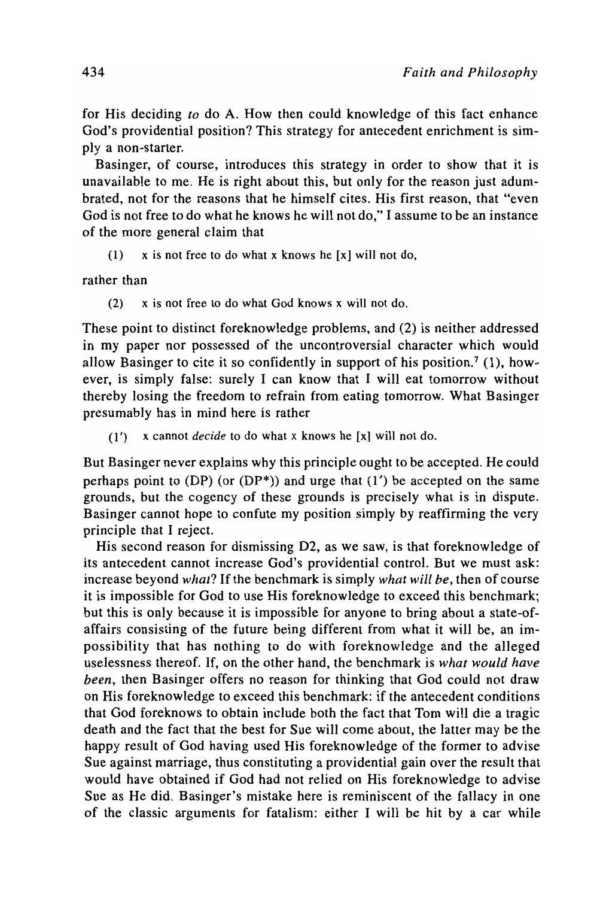for His deciding *to* do A. How then could knowledge of this fact enhance God's providential position? This strategy for antecedent enrichment is simply a non-starter.

Basinger, of course, introduces this strategy in order to show that it is unavailable to me. He is right about this, but only for the reason just adumbrated, not for the reasons that he himself cites. His first reason, that "even God is not free to do what he knows he will not do," I assume to be an instance of the more general claim that

(1) x is not free to do what x knows he [x] will not do,

rather than

(2) x is not free to do what God knows x will not do.

These point to distinct foreknowledge problems, and (2) is neither addressed in my paper nor possessed of the uncontroversial character which would allow Basinger to cite it so confidently in support of his position.[7] (1), however, is simply false: surely I can know that I will eat tomorrow without thereby losing the freedom to refrain from eating tomorrow. What Basinger presumably has in mind here is rather

(1′) x cannot *decide* to do what x knows he [x] will not do.

But Basinger never explains why this principle ought to be accepted. He could perhaps point to (DP) (or (DP*)) and urge that (1′) be accepted on the same grounds, but the cogency of these grounds is precisely what is in dispute. Basinger cannot hope to confute my position simply by reaffirming the very principle that I reject.

His second reason for dismissing D2, as we saw, is that foreknowledge of its antecedent cannot increase God's providential control. But we must ask: increase beyond *what*? If the benchmark is simply *what will be*, then of course it is impossible for God to use His foreknowledge to exceed this benchmark; but this is only because it is impossible for anyone to bring about a state-of-affairs consisting of the future being different from what it will be, an impossibility that has nothing to do with foreknowledge and the alleged uselessness thereof. If, on the other hand, the benchmark is *what would have been*, then Basinger offers no reason for thinking that God could not draw on His foreknowledge to exceed this benchmark: if the antecedent conditions that God foreknows to obtain include both the fact that Tom will die a tragic death and the fact that the best for Sue will come about, the latter may be the happy result of God having used His foreknowledge of the former to advise Sue against marriage, thus constituting a providential gain over the result that would have obtained if God had not relied on His foreknowledge to advise Sue as He did. Basinger's mistake here is reminiscent of the fallacy in one of the classic arguments for fatalism: either I will be hit by a car while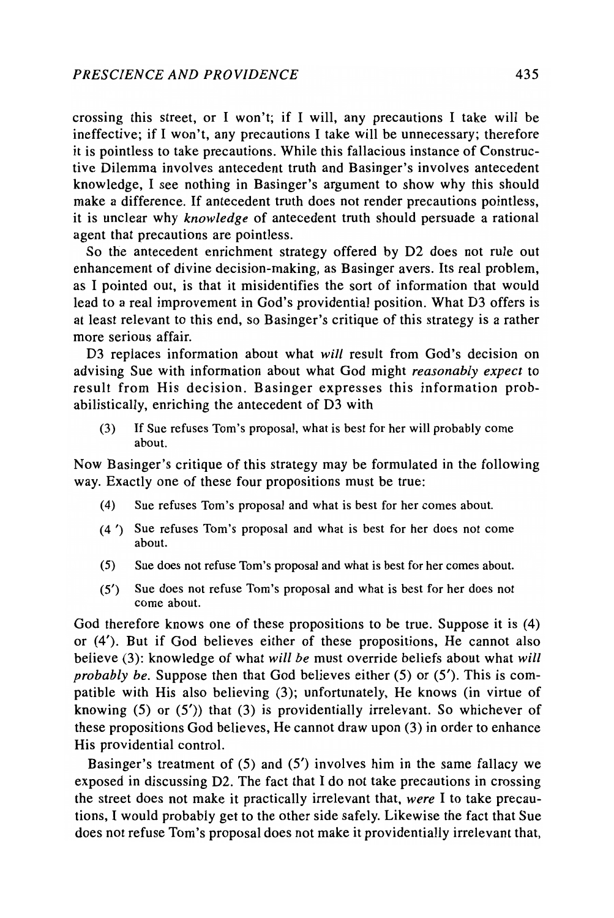crossing this street, or I won't; if I will, any precautions I take will be ineffective; if I won't, any precautions I take will be unnecessary; therefore it is pointless to take precautions. While this fallacious instance of Constructive Dilemma involves antecedent truth and Basinger's involves antecedent knowledge, I see nothing in Basinger's argument to show why this should make a difference. If antecedent truth does not render precautions pointless, it is unclear why *knowledge* of antecedent truth should persuade a rational agent that precautions are pointless.

So the antecedent enrichment strategy offered by D2 does not rule out enhancement of divine decision-making, as Basinger avers. Its real problem, as I pointed out, is that it misidentifies the sort of information that would lead to a real improvement in God's providential position. What D3 offers is at least relevant to this end, so Basinger's critique of this strategy is a rather more serious affair.

D3 replaces information about what *will* result from God's decision on advising Sue with information about what God might *reasonably expect* to result from His decision. Basinger expresses this information probabilistically, enriching the antecedent of D3 with

> (3) If Sue refuses Tom's proposal, what is best for her will probably come about.

Now Basinger's critique of this strategy may be formulated in the following way. Exactly one of these four propositions must be true:

> (4) Sue refuses Tom's proposal and what is best for her comes about.
>
> (4′) Sue refuses Tom's proposal and what is best for her does not come about.
>
> (5) Sue does not refuse Tom's proposal and what is best for her comes about.
>
> (5′) Sue does not refuse Tom's proposal and what is best for her does not come about.

God therefore knows one of these propositions to be true. Suppose it is (4) or (4′). But if God believes either of these propositions, He cannot also believe (3): knowledge of what *will be* must override beliefs about what *will probably be*. Suppose then that God believes either (5) or (5′). This is compatible with His also believing (3); unfortunately, He knows (in virtue of knowing (5) or (5′)) that (3) is providentially irrelevant. So whichever of these propositions God believes, He cannot draw upon (3) in order to enhance His providential control.

Basinger's treatment of (5) and (5′) involves him in the same fallacy we exposed in discussing D2. The fact that I do not take precautions in crossing the street does not make it practically irrelevant that, *were* I to take precautions, I would probably get to the other side safely. Likewise the fact that Sue does not refuse Tom's proposal does not make it providentially irrelevant that,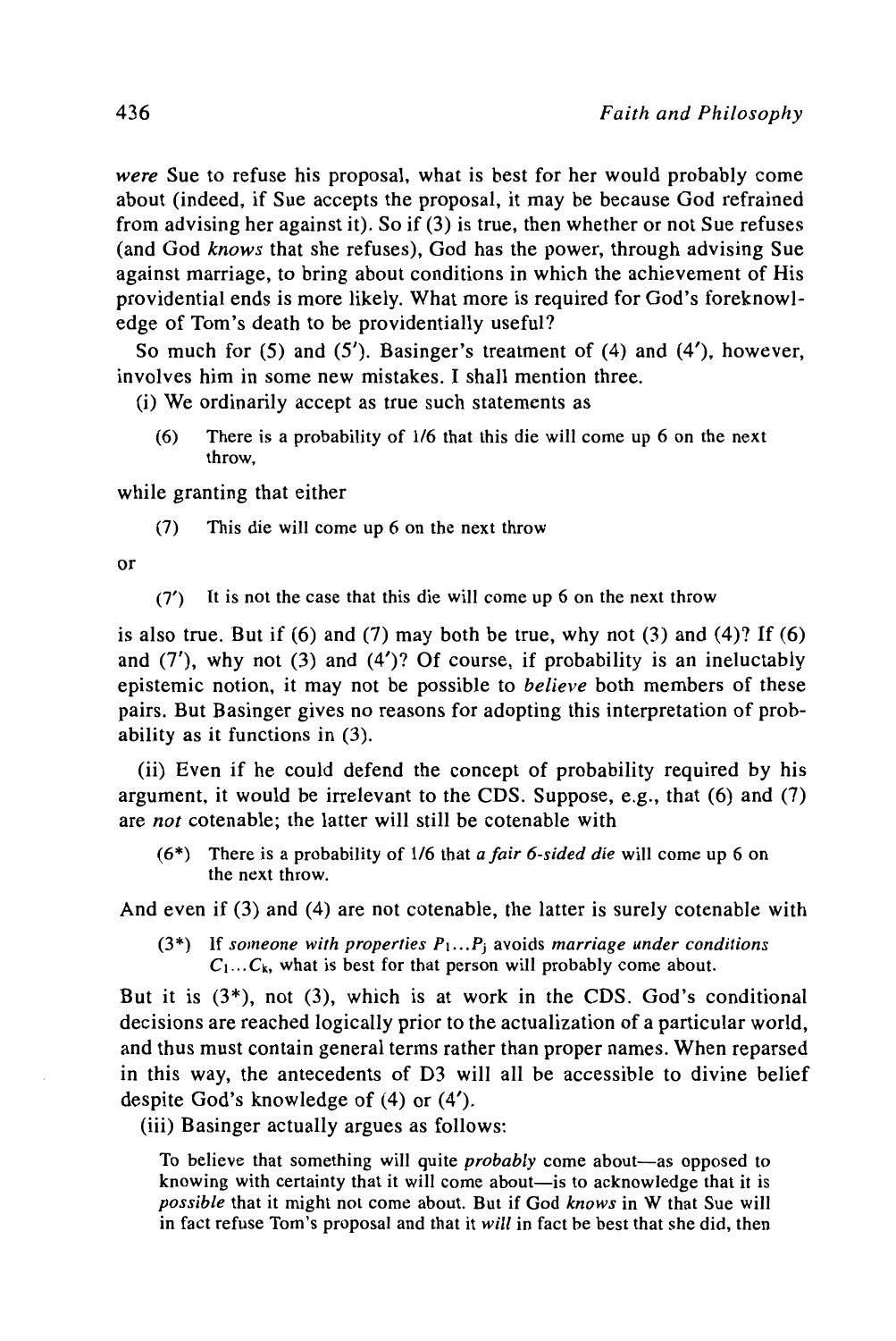*were* Sue to refuse his proposal, what is best for her would probably come about (indeed, if Sue accepts the proposal, it may be because God refrained from advising her against it). So if (3) is true, then whether or not Sue refuses (and God *knows* that she refuses), God has the power, through advising Sue against marriage, to bring about conditions in which the achievement of His providential ends is more likely. What more is required for God's foreknowledge of Tom's death to be providentially useful?

So much for (5) and (5′). Basinger's treatment of (4) and (4′), however, involves him in some new mistakes. I shall mention three.

(i) We ordinarily accept as true such statements as

> (6) There is a probability of 1/6 that this die will come up 6 on the next throw,

while granting that either

> (7) This die will come up 6 on the next throw

or

> (7′) It is not the case that this die will come up 6 on the next throw

is also true. But if (6) and (7) may both be true, why not (3) and (4)? If (6) and (7′), why not (3) and (4′)? Of course, if probability is an ineluctably epistemic notion, it may not be possible to *believe* both members of these pairs. But Basinger gives no reasons for adopting this interpretation of probability as it functions in (3).

(ii) Even if he could defend the concept of probability required by his argument, it would be irrelevant to the CDS. Suppose, e.g., that (6) and (7) are *not* cotenable; the latter will still be cotenable with

> (6*) There is a probability of 1/6 that *a fair 6-sided die* will come up 6 on the next throw.

And even if (3) and (4) are not cotenable, the latter is surely cotenable with

> (3*) If *someone with properties* $P_1 \ldots P_j$ avoids *marriage under conditions* $C_1 \ldots C_k$, what is best for that person will probably come about.

But it is (3*), not (3), which is at work in the CDS. God's conditional decisions are reached logically prior to the actualization of a particular world, and thus must contain general terms rather than proper names. When reparsed in this way, the antecedents of D3 will all be accessible to divine belief despite God's knowledge of (4) or (4′).

(iii) Basinger actually argues as follows:

> To believe that something will quite *probably* come about—as opposed to knowing with certainty that it will come about—is to acknowledge that it is *possible* that it might not come about. But if God *knows* in W that Sue will in fact refuse Tom's proposal and that it *will* in fact be best that she did, then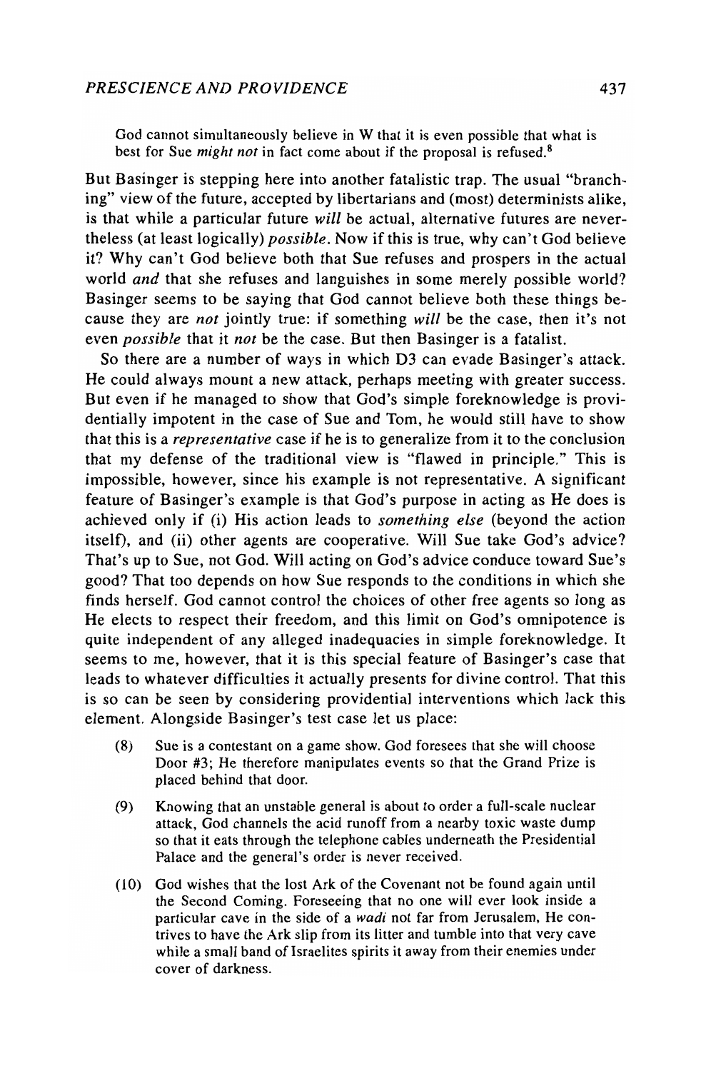> God cannot simultaneously believe in W that it is even possible that what is best for Sue *might not* in fact come about if the proposal is refused.[8]

But Basinger is stepping here into another fatalistic trap. The usual "branching" view of the future, accepted by libertarians and (most) determinists alike, is that while a particular future *will* be actual, alternative futures are nevertheless (at least logically) *possible*. Now if this is true, why can't God believe it? Why can't God believe both that Sue refuses and prospers in the actual world *and* that she refuses and languishes in some merely possible world? Basinger seems to be saying that God cannot believe both these things because they are *not* jointly true: if something *will* be the case, then it's not even *possible* that it *not* be the case. But then Basinger is a fatalist.

So there are a number of ways in which D3 can evade Basinger's attack. He could always mount a new attack, perhaps meeting with greater success. But even if he managed to show that God's simple foreknowledge is providentially impotent in the case of Sue and Tom, he would still have to show that this is a *representative* case if he is to generalize from it to the conclusion that my defense of the traditional view is "flawed in principle." This is impossible, however, since his example is not representative. A significant feature of Basinger's example is that God's purpose in acting as He does is achieved only if (i) His action leads to *something else* (beyond the action itself), and (ii) other agents are cooperative. Will Sue take God's advice? That's up to Sue, not God. Will acting on God's advice conduce toward Sue's good? That too depends on how Sue responds to the conditions in which she finds herself. God cannot control the choices of other free agents so long as He elects to respect their freedom, and this limit on God's omnipotence is quite independent of any alleged inadequacies in simple foreknowledge. It seems to me, however, that it is this special feature of Basinger's case that leads to whatever difficulties it actually presents for divine control. That this is so can be seen by considering providential interventions which lack this element. Alongside Basinger's test case let us place:

(8) Sue is a contestant on a game show. God foresees that she will choose Door #3; He therefore manipulates events so that the Grand Prize is placed behind that door.

(9) Knowing that an unstable general is about to order a full-scale nuclear attack, God channels the acid runoff from a nearby toxic waste dump so that it eats through the telephone cables underneath the Presidential Palace and the general's order is never received.

(10) God wishes that the lost Ark of the Covenant not be found again until the Second Coming. Foreseeing that no one will ever look inside a particular cave in the side of a *wadi* not far from Jerusalem, He contrives to have the Ark slip from its litter and tumble into that very cave while a small band of Israelites spirits it away from their enemies under cover of darkness.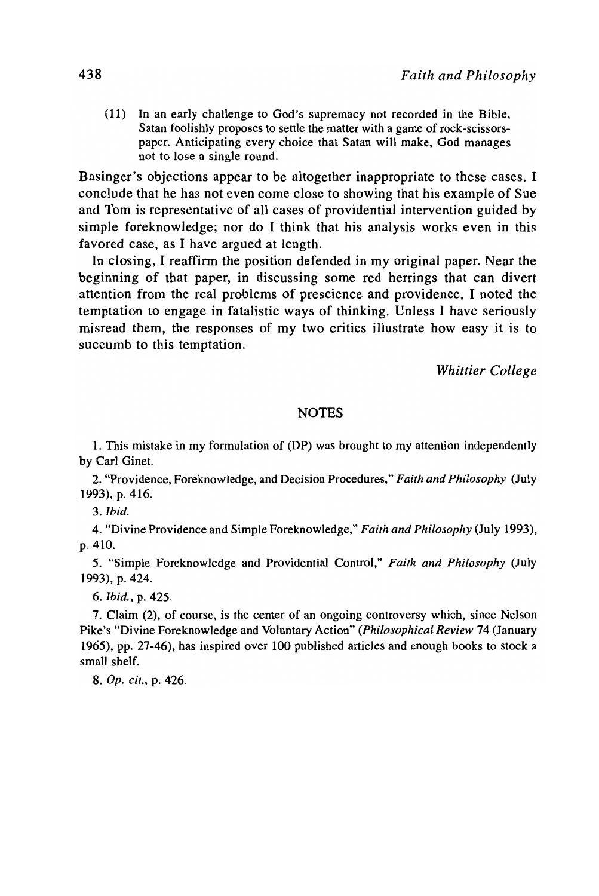(11) In an early challenge to God's supremacy not recorded in the Bible, Satan foolishly proposes to settle the matter with a game of rock-scissors-paper. Anticipating every choice that Satan will make, God manages not to lose a single round.

Basinger's objections appear to be altogether inappropriate to these cases. I conclude that he has not even come close to showing that his example of Sue and Tom is representative of all cases of providential intervention guided by simple foreknowledge; nor do I think that his analysis works even in this favored case, as I have argued at length.

In closing, I reaffirm the position defended in my original paper. Near the beginning of that paper, in discussing some red herrings that can divert attention from the real problems of prescience and providence, I noted the temptation to engage in fatalistic ways of thinking. Unless I have seriously misread them, the responses of my two critics illustrate how easy it is to succumb to this temptation.

*Whittier College*

## NOTES

1. This mistake in my formulation of (DP) was brought to my attention independently by Carl Ginet.

2. "Providence, Foreknowledge, and Decision Procedures," *Faith and Philosophy* (July 1993), p. 416.

3. *Ibid.*

4. "Divine Providence and Simple Foreknowledge," *Faith and Philosophy* (July 1993), p. 410.

5. "Simple Foreknowledge and Providential Control," *Faith and Philosophy* (July 1993), p. 424.

6. *Ibid.*, p. 425.

7. Claim (2), of course, is the center of an ongoing controversy which, since Nelson Pike's "Divine Foreknowledge and Voluntary Action" (*Philosophical Review* 74 (January 1965), pp. 27-46), has inspired over 100 published articles and enough books to stock a small shelf.

8. *Op. cit.*, p. 426.